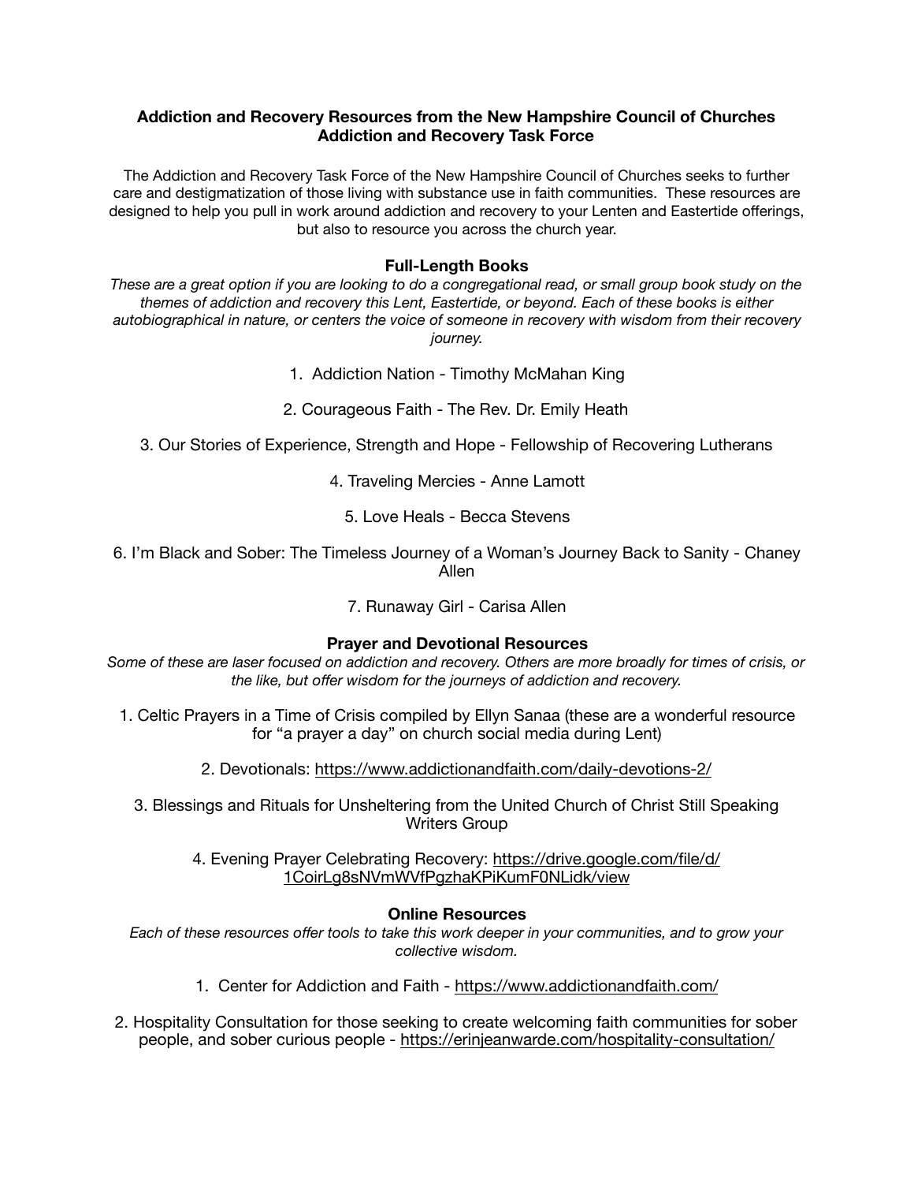# Addiction and Recovery Resources from the New Hampshire Council of Churches Addiction and Recovery Task Force

The Addiction and Recovery Task Force of the New Hampshire Council of Churches seeks to further care and destigmatization of those living with substance use in faith communities. These resources are designed to help you pull in work around addiction and recovery to your Lenten and Eastertide offerings, but also to resource you across the church year.

## Full-Length Books

*These are a great option if you are looking to do a congregational read, or small group book study on the themes of addiction and recovery this Lent, Eastertide, or beyond. Each of these books is either autobiographical in nature, or centers the voice of someone in recovery with wisdom from their recovery journey.*

1. Addiction Nation - Timothy McMahan King
2. Courageous Faith - The Rev. Dr. Emily Heath
3. Our Stories of Experience, Strength and Hope - Fellowship of Recovering Lutherans
4. Traveling Mercies - Anne Lamott
5. Love Heals - Becca Stevens
6. I'm Black and Sober: The Timeless Journey of a Woman's Journey Back to Sanity - Chaney Allen
7. Runaway Girl - Carisa Allen

## Prayer and Devotional Resources

*Some of these are laser focused on addiction and recovery. Others are more broadly for times of crisis, or the like, but offer wisdom for the journeys of addiction and recovery.*

1. Celtic Prayers in a Time of Crisis compiled by Ellyn Sanaa (these are a wonderful resource for "a prayer a day" on church social media during Lent)
2. Devotionals: https://www.addictionandfaith.com/daily-devotions-2/
3. Blessings and Rituals for Unsheltering from the United Church of Christ Still Speaking Writers Group
4. Evening Prayer Celebrating Recovery: https://drive.google.com/file/d/1CoirLg8sNVmWVfPgzhaKPiKumF0NLidk/view

## Online Resources

*Each of these resources offer tools to take this work deeper in your communities, and to grow your collective wisdom.*

1. Center for Addiction and Faith - https://www.addictionandfaith.com/
2. Hospitality Consultation for those seeking to create welcoming faith communities for sober people, and sober curious people - https://erinjeanwarde.com/hospitality-consultation/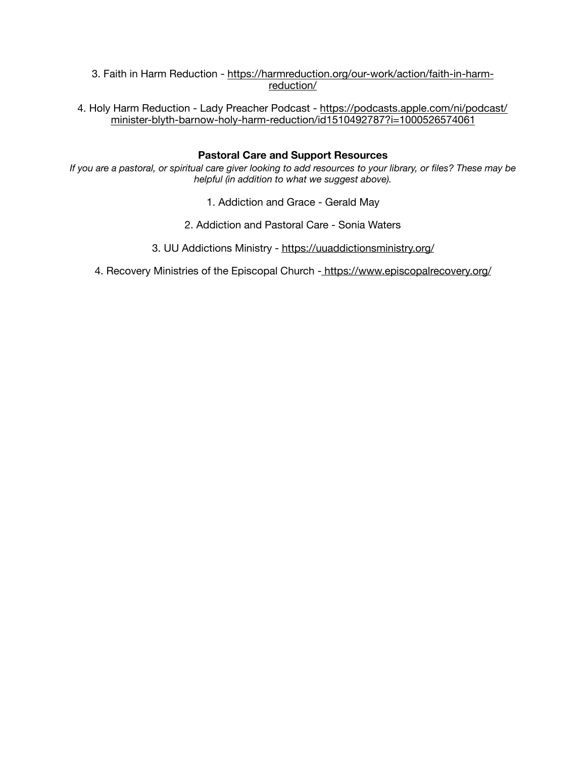3. Faith in Harm Reduction - https://harmreduction.org/our-work/action/faith-in-harm-reduction/

4. Holy Harm Reduction - Lady Preacher Podcast - https://podcasts.apple.com/ni/podcast/minister-blyth-barnow-holy-harm-reduction/id1510492787?i=1000526574061

**Pastoral Care and Support Resources**

*If you are a pastoral, or spiritual care giver looking to add resources to your library, or files? These may be helpful (in addition to what we suggest above).*

1. Addiction and Grace - Gerald May

2. Addiction and Pastoral Care - Sonia Waters

3. UU Addictions Ministry - https://uuaddictionsministry.org/

4. Recovery Ministries of the Episcopal Church - https://www.episcopalrecovery.org/